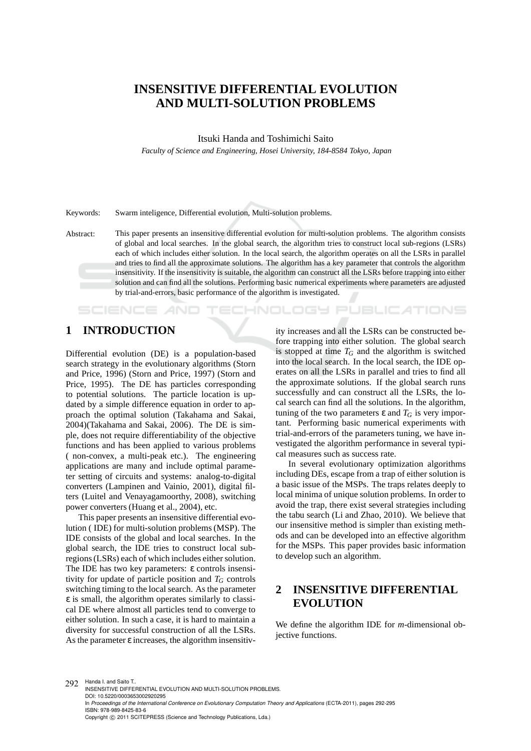# INSENSITIVE DIFFERENTIAL EVOLUTION AND MULTI-SOLUTION PROBLEMS

Itsuki Handa and Toshimichi Saito

*Faculty of Science and Engineering, Hosei University, 184-8584 Tokyo, Japan*

Keywords: Swarm inteligence, Differential evolution, Multi-solution problems.

Abstract: This paper presents an insensitive differential evolution for multi-solution problems. The algorithm consists of global and local searches. In the global search, the algorithm tries to construct local sub-regions (LSRs) each of which includes either solution. In the local search, the algorithm operates on all the LSRs in parallel and tries to find all the approximate solutions. The algorithm has a key parameter that controls the algorithm insensitivity. If the insensitivity is suitable, the algorithm can construct all the LSRs before trapping into either solution and can find all the solutions. Performing basic numerical experiments where parameters are adjusted by trial-and-errors, basic performance of the algorithm is investigated.

## 1 INTRODUCTION

Differential evolution (DE) is a population-based search strategy in the evolutionary algorithms (Storn and Price, 1996) (Storn and Price, 1997) (Storn and Price, 1995). The DE has particles corresponding to potential solutions. The particle location is updated by a simple difference equation in order to approach the optimal solution (Takahama and Sakai, 2004)(Takahama and Sakai, 2006). The DE is simple, does not require differentiability of the objective functions and has been applied to various problems ( non-convex, a multi-peak etc.). The engineering applications are many and include optimal parameter setting of circuits and systems: analog-to-digital converters (Lampinen and Vainio, 2001), digital filters (Luitel and Venayagamoorthy, 2008), switching power converters (Huang et al., 2004), etc.

This paper presents an insensitive differential evolution ( IDE) for multi-solution problems (MSP). The IDE consists of the global and local searches. In the global search, the IDE tries to construct local subregions (LSRs) each of which includes either solution. The IDE has two key parameters: $\varepsilon$ controls insensitivity for update of particle position and $T_G$ controls switching timing to the local search. As the parameter $\varepsilon$ is small, the algorithm operates similarly to classical DE where almost all particles tend to converge to either solution. In such a case, it is hard to maintain a diversity for successful construction of all the LSRs. As the parameter $\varepsilon$ increases, the algorithm insensitivity increases and all the LSRs can be constructed before trapping into either solution. The global search is stopped at time $T_G$ and the algorithm is switched into the local search. In the local search, the IDE operates on all the LSRs in parallel and tries to find all the approximate solutions. If the global search runs successfully and can construct all the LSRs, the local search can find all the solutions. In the algorithm, tuning of the two parameters $\varepsilon$ and $T_G$ is very important. Performing basic numerical experiments with trial-and-errors of the parameters tuning, we have investigated the algorithm performance in several typical measures such as success rate.

In several evolutionary optimization algorithms including DEs, escape from a trap of either solution is a basic issue of the MSPs. The traps relates deeply to local minima of unique solution problems. In order to avoid the trap, there exist several strategies including the tabu search (Li and Zhao, 2010). We believe that our insensitive method is simpler than existing methods and can be developed into an effective algorithm for the MSPs. This paper provides basic information to develop such an algorithm.

## 2 INSENSITIVE DIFFERENTIAL EVOLUTION

We define the algorithm IDE for $m$-dimensional objective functions.

Handa I. and Saito T..
INSENSITIVE DIFFERENTIAL EVOLUTION AND MULTI-SOLUTION PROBLEMS.
DOI: 10.5220/0003653002920295
In *Proceedings of the International Conference on Evolutionary Computation Theory and Applications* (ECTA-2011), pages 292-295
ISBN: 978-989-8425-83-6
Copyright © 2011 SCITEPRESS (Science and Technology Publications, Lda.)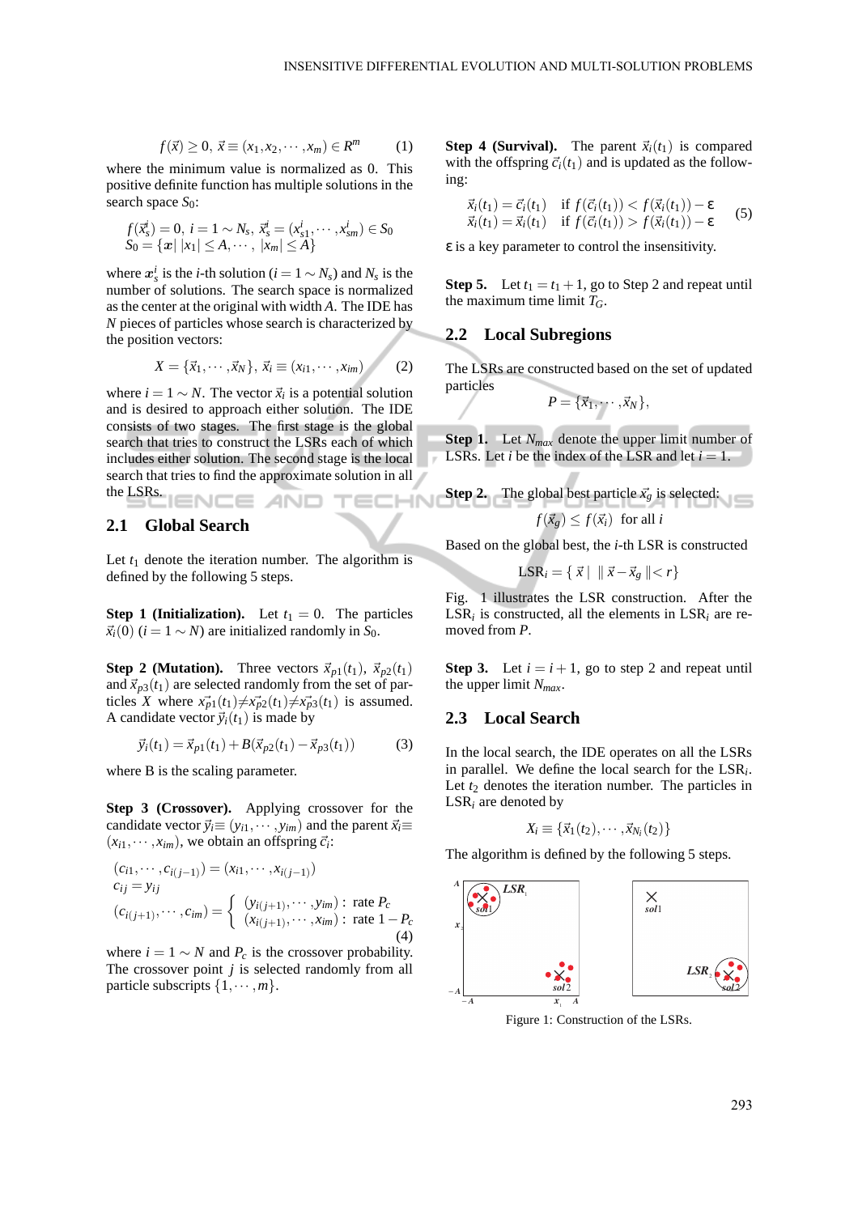$$f(\vec{x}) \geq 0,\ \vec{x} \equiv (x_1, x_2, \cdots, x_m) \in R^m \quad (1)$$

where the minimum value is normalized as 0. This positive definite function has multiple solutions in the search space $S_0$:

$$f(\vec{x}_s^i) = 0,\ i = 1 \sim N_s,\ \vec{x}_s^i = (x_{s1}^i, \cdots, x_{sm}^i) \in S_0$$
$$S_0 = \{\boldsymbol{x} |\ |x_1| \leq A, \cdots,\ |x_m| \leq A\}$$

where $\boldsymbol{x}_s^i$ is the $i$-th solution ($i = 1 \sim N_s$) and $N_s$ is the number of solutions. The search space is normalized as the center at the original with width $A$. The IDE has $N$ pieces of particles whose search is characterized by the position vectors:

$$X = \{\vec{x}_1, \cdots, \vec{x}_N\},\ \vec{x}_i \equiv (x_{i1}, \cdots, x_{im}) \quad (2)$$

where $i = 1 \sim N$. The vector $\vec{x}_i$ is a potential solution and is desired to approach either solution. The IDE consists of two stages. The first stage is the global search that tries to construct the LSRs each of which includes either solution. The second stage is the local search that tries to find the approximate solution in all the LSRs.

## 2.1 Global Search

Let $t_1$ denote the iteration number. The algorithm is defined by the following 5 steps.

**Step 1 (Initialization).** Let $t_1 = 0$. The particles $\vec{x}_i(0)$ ($i = 1 \sim N$) are initialized randomly in $S_0$.

**Step 2 (Mutation).** Three vectors $\vec{x}_{p1}(t_1)$, $\vec{x}_{p2}(t_1)$ and $\vec{x}_{p3}(t_1)$ are selected randomly from the set of particles $X$ where $\vec{x_{p1}}(t_1) \neq \vec{x_{p2}}(t_1) \neq \vec{x_{p3}}(t_1)$ is assumed. A candidate vector $\vec{y}_i(t_1)$ is made by

$$\vec{y}_i(t_1) = \vec{x}_{p1}(t_1) + B(\vec{x}_{p2}(t_1) - \vec{x}_{p3}(t_1)) \quad (3)$$

where B is the scaling parameter.

**Step 3 (Crossover).** Applying crossover for the candidate vector $\vec{y}_i \equiv (y_{i1}, \cdots, y_{im})$ and the parent $\vec{x}_i \equiv (x_{i1}, \cdots, x_{im})$, we obtain an offspring $\vec{c}_i$:

$$(c_{i1}, \cdots, c_{i(j-1)}) = (x_{i1}, \cdots, x_{i(j-1)})$$
$$c_{ij} = y_{ij}$$
$$(c_{i(j+1)}, \cdots, c_{im}) = \begin{cases} (y_{i(j+1)}, \cdots, y_{im}) : \text{ rate } P_c \\ (x_{i(j+1)}, \cdots, x_{im}) : \text{ rate } 1 - P_c \end{cases} \quad (4)$$

where $i = 1 \sim N$ and $P_c$ is the crossover probability. The crossover point $j$ is selected randomly from all particle subscripts $\{1, \cdots, m\}$.

**Step 4 (Survival).** The parent $\vec{x}_i(t_1)$ is compared with the offspring $\vec{c}_i(t_1)$ and is updated as the following:

$$\begin{array}{ll} \vec{x}_i(t_1) = \vec{c}_i(t_1) & \text{if } f(\vec{c}_i(t_1)) < f(\vec{x}_i(t_1)) - \varepsilon \\ \vec{x}_i(t_1) = \vec{x}_i(t_1) & \text{if } f(\vec{c}_i(t_1)) > f(\vec{x}_i(t_1)) - \varepsilon \end{array} \quad (5)$$

$\varepsilon$ is a key parameter to control the insensitivity.

**Step 5.** Let $t_1 = t_1 + 1$, go to Step 2 and repeat until the maximum time limit $T_G$.

## 2.2 Local Subregions

The LSRs are constructed based on the set of updated particles

$$P = \{\vec{x}_1, \cdots, \vec{x}_N\},$$

**Step 1.** Let $N_{max}$ denote the upper limit number of LSRs. Let $i$ be the index of the LSR and let $i = 1$.

**Step 2.** The global best particle $\vec{x}_g$ is selected:

$$f(\vec{x}_g) \leq f(\vec{x}_i) \ \text{ for all } i$$

Based on the global best, the $i$-th LSR is constructed

$$\text{LSR}_i = \{\ \vec{x}\ |\ \ \|\ \vec{x} - \vec{x}_g\ \| < r\}$$

Fig. 1 illustrates the LSR construction. After the $\text{LSR}_i$ is constructed, all the elements in $\text{LSR}_i$ are removed from $P$.

**Step 3.** Let $i = i + 1$, go to step 2 and repeat until the upper limit $N_{max}$.

## 2.3 Local Search

In the local search, the IDE operates on all the LSRs in parallel. We define the local search for the $\text{LSR}_i$. Let $t_2$ denotes the iteration number. The particles in $\text{LSR}_i$ are denoted by

$$X_i \equiv \{\vec{x}_1(t_2), \cdots, \vec{x}_{N_i}(t_2)\}$$

The algorithm is defined by the following 5 steps.

Figure 1: Construction of the LSRs.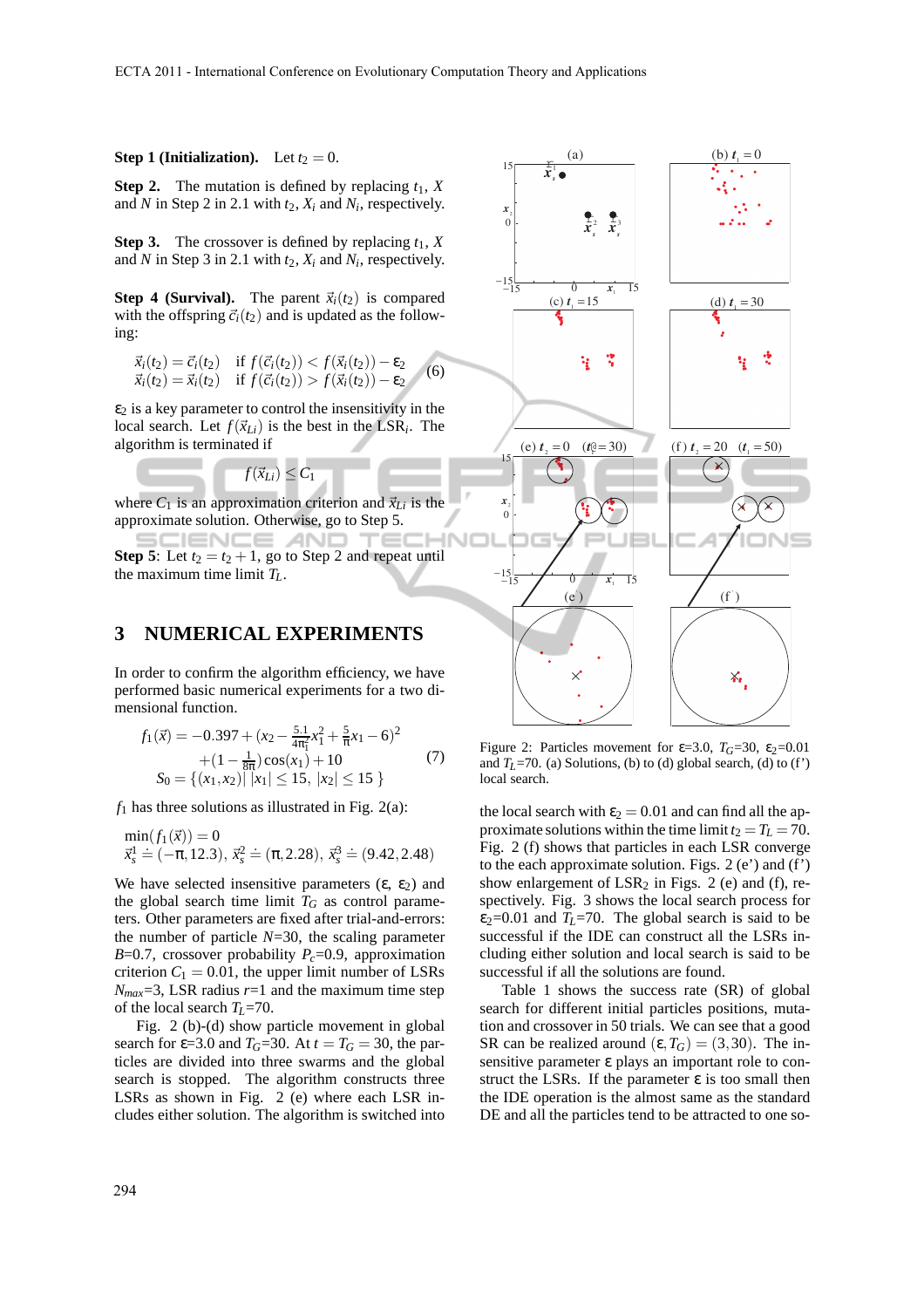**Step 1 (Initialization).** Let $t_2 = 0$.

**Step 2.** The mutation is defined by replacing $t_1$, $X$ and $N$ in Step 2 in 2.1 with $t_2$, $X_i$ and $N_i$, respectively.

**Step 3.** The crossover is defined by replacing $t_1$, $X$ and $N$ in Step 3 in 2.1 with $t_2$, $X_i$ and $N_i$, respectively.

**Step 4 (Survival).** The parent $\vec{x}_i(t_2)$ is compared with the offspring $\vec{c}_i(t_2)$ and is updated as the following:

$$\begin{array}{ll} \vec{x}_i(t_2) = \vec{c}_i(t_2) & \text{if } f(\vec{c}_i(t_2)) < f(\vec{x}_i(t_2)) - \varepsilon_2 \\ \vec{x}_i(t_2) = \vec{x}_i(t_2) & \text{if } f(\vec{c}_i(t_2)) > f(\vec{x}_i(t_2)) - \varepsilon_2 \end{array} \quad (6)$$

$\varepsilon_2$ is a key parameter to control the insensitivity in the local search. Let $f(\vec{x}_{Li})$ is the best in the LSR$_i$. The algorithm is terminated if

$$f(\vec{x}_{Li}) \leq C_1$$

where $C_1$ is an approximation criterion and $\vec{x}_{Li}$ is the approximate solution. Otherwise, go to Step 5.

**Step 5**: Let $t_2 = t_2 + 1$, go to Step 2 and repeat until the maximum time limit $T_L$.

## 3 NUMERICAL EXPERIMENTS

In order to confirm the algorithm efficiency, we have performed basic numerical experiments for a two dimensional function.

$$\begin{array}{l} f_1(\vec{x}) = -0.397 + (x_2 - \frac{5.1}{4\pi^2}x_1^2 + \frac{5}{\pi}x_1 - 6)^2 \\ \qquad +(1 - \frac{1}{8\pi})\cos(x_1) + 10 \\ S_0 = \{(x_1, x_2) | \, |x_1| \leq 15, \ |x_2| \leq 15 \ \} \end{array} \quad (7)$$

$f_1$ has three solutions as illustrated in Fig. 2(a):

$$\begin{array}{l} \min(f_1(\vec{x})) = 0 \\ \vec{x}_s^1 \doteq (-\pi, 12.3), \ \vec{x}_s^2 \doteq (\pi, 2.28), \ \vec{x}_s^3 \doteq (9.42, 2.48) \end{array}$$

We have selected insensitive parameters ($\varepsilon$, $\varepsilon_2$) and the global search time limit $T_G$ as control parameters. Other parameters are fixed after trial-and-errors: the number of particle $N$=30, the scaling parameter $B$=0.7, crossover probability $P_c$=0.9, approximation criterion $C_1 = 0.01$, the upper limit number of LSRs $N_{max}$=3, LSR radius $r$=1 and the maximum time step of the local search $T_L$=70.

Fig. 2 (b)-(d) show particle movement in global search for $\varepsilon$=3.0 and $T_G$=30. At $t = T_G = 30$, the particles are divided into three swarms and the global search is stopped. The algorithm constructs three LSRs as shown in Fig. 2 (e) where each LSR includes either solution. The algorithm is switched into the local search with $\varepsilon_2 = 0.01$ and can find all the approximate solutions within the time limit $t_2 = T_L = 70$. Fig. 2 (f) shows that particles in each LSR converge to the each approximate solution. Figs. 2 (e') and (f') show enlargement of LSR$_2$ in Figs. 2 (e) and (f), respectively. Fig. 3 shows the local search process for $\varepsilon_2$=0.01 and $T_L$=70. The global search is said to be successful if the IDE can construct all the LSRs including either solution and local search is said to be successful if all the solutions are found.

Table 1 shows the success rate (SR) of global search for different initial particles positions, mutation and crossover in 50 trials. We can see that a good SR can be realized around $(\varepsilon, T_G) = (3, 30)$. The insensitive parameter $\varepsilon$ plays an important role to construct the LSRs. If the parameter $\varepsilon$ is too small then the IDE operation is the almost same as the standard DE and all the particles tend to be attracted to one so-

Figure 2: Particles movement for $\varepsilon$=3.0, $T_G$=30, $\varepsilon_2$=0.01 and $T_L$=70. (a) Solutions, (b) to (d) global search, (d) to (f') local search.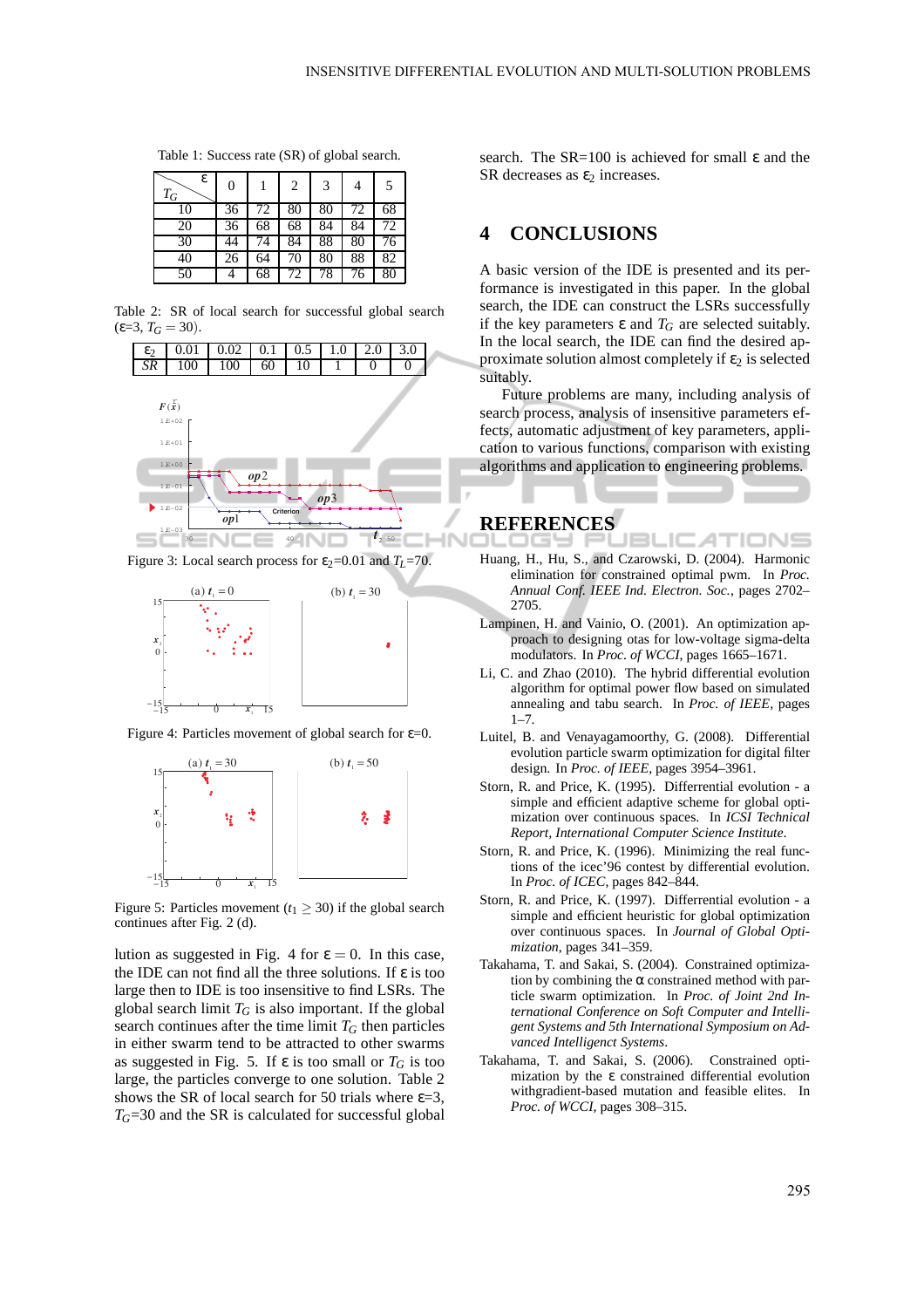Table 1: Success rate (SR) of global search.

| $T_G$ \ $\varepsilon$ | 0 | 1 | 2 | 3 | 4 | 5 |
|---|---|---|---|---|---|---|
| 10 | 36 | 72 | 80 | 80 | 72 | 68 |
| 20 | 36 | 68 | 68 | 84 | 84 | 72 |
| 30 | 44 | 74 | 84 | 88 | 80 | 76 |
| 40 | 26 | 64 | 70 | 80 | 88 | 82 |
| 50 | 4 | 68 | 72 | 78 | 76 | 80 |

Table 2: SR of local search for successful global search ($\varepsilon$=3, $T_G = 30$).

| $\varepsilon_2$ | 0.01 | 0.02 | 0.1 | 0.5 | 1.0 | 2.0 | 3.0 |
|---|---|---|---|---|---|---|---|
| SR | 100 | 100 | 60 | 10 | 1 | 0 | 0 |

$F(\vec{x})$

1.E+02

1.E+01

1.E+00

1.E-01

1.E-02

1.E-03

op2

op3

op1

Criterion

30

40

$t_2$ 50

Figure 3: Local search process for $\varepsilon_2$=0.01 and $T_L$=70.

(a) $t_1 = 0$

(b) $t_1 = 30$

15

$x_2$ 0

−15

−15 0 $x_1$ 15

Figure 4: Particles movement of global search for $\varepsilon$=0.

(a) $t_1 = 30$

(b) $t_1 = 50$

15

$x_2$ 0

−15

−15 0 $x_1$ 15

Figure 5: Particles movement ($t_1 \geq 30$) if the global search continues after Fig. 2 (d).

lution as suggested in Fig. 4 for $\varepsilon = 0$. In this case, the IDE can not find all the three solutions. If $\varepsilon$ is too large then to IDE is too insensitive to find LSRs. The global search limit $T_G$ is also important. If the global search continues after the time limit $T_G$ then particles in either swarm tend to be attracted to other swarms as suggested in Fig. 5. If $\varepsilon$ is too small or $T_G$ is too large, the particles converge to one solution. Table 2 shows the SR of local search for 50 trials where $\varepsilon$=3, $T_G$=30 and the SR is calculated for successful global search. The SR=100 is achieved for small $\varepsilon$ and the SR decreases as $\varepsilon_2$ increases.

## 4 CONCLUSIONS

A basic version of the IDE is presented and its performance is investigated in this paper. In the global search, the IDE can construct the LSRs successfully if the key parameters $\varepsilon$ and $T_G$ are selected suitably. In the local search, the IDE can find the desired approximate solution almost completely if $\varepsilon_2$ is selected suitably.

Future problems are many, including analysis of search process, analysis of insensitive parameters effects, automatic adjustment of key parameters, application to various functions, comparison with existing algorithms and application to engineering problems.

## REFERENCES

Huang, H., Hu, S., and Czarowski, D. (2004). Harmonic elimination for constrained optimal pwm. In *Proc. Annual Conf. IEEE Ind. Electron. Soc.*, pages 2702–2705.

Lampinen, H. and Vainio, O. (2001). An optimization approach to designing otas for low-voltage sigma-delta modulators. In *Proc. of WCCI*, pages 1665–1671.

Li, C. and Zhao (2010). The hybrid differential evolution algorithm for optimal power flow based on simulated annealing and tabu search. In *Proc. of IEEE*, pages 1–7.

Luitel, B. and Venayagamoorthy, G. (2008). Differential evolution particle swarm optimization for digital filter design. In *Proc. of IEEE*, pages 3954–3961.

Storn, R. and Price, K. (1995). Differential evolution - a simple and efficient adaptive scheme for global optimization over continuous spaces. In *ICSI Technical Report, International Computer Science Institute*.

Storn, R. and Price, K. (1996). Minimizing the real functions of the icec'96 contest by differential evolution. In *Proc. of ICEC*, pages 842–844.

Storn, R. and Price, K. (1997). Differential evolution - a simple and efficient heuristic for global optimization over continuous spaces. In *Journal of Global Optimization*, pages 341–359.

Takahama, T. and Sakai, S. (2004). Constrained optimization by combining the $\alpha$ constrained method with particle swarm optimization. In *Proc. of Joint 2nd International Conference on Soft Computer and Intelligent Systems and 5th International Symposium on Advanced Intelligent Systems*.

Takahama, T. and Sakai, S. (2006). Constrained optimization by the $\varepsilon$ constrained differential evolution withgradient-based mutation and feasible elites. In *Proc. of WCCI*, pages 308–315.